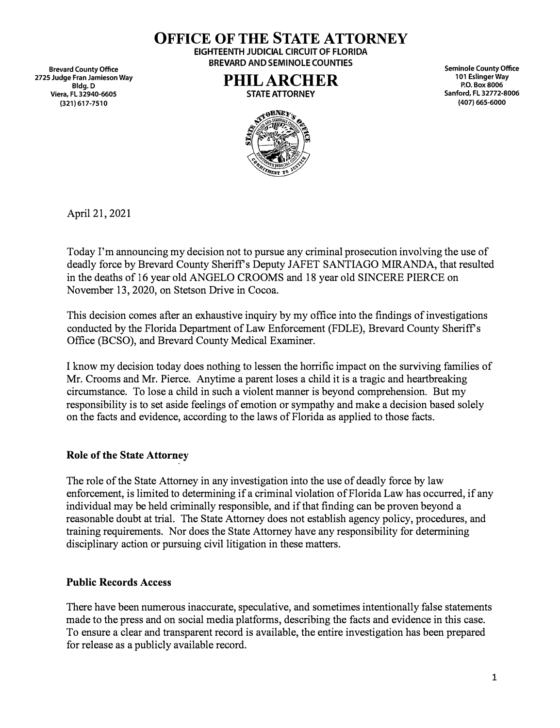# OFFICE OF THE STATE ATTORNEY

**EIGHTEENTH JUDICIAL CIRCUIT OF FLORIDA**
**BREVARD AND SEMINOLE COUNTIES**

**PHIL ARCHER**
**STATE ATTORNEY**

**Brevard County Office**
2725 Judge Fran Jamieson Way
Bldg. D
Viera, FL 32940-6605
(321) 617-7510

**Seminole County Office**
101 Eslinger Way
P.O. Box 8006
Sanford, FL 32772-8006
(407) 665-6000

April 21, 2021

Today I'm announcing my decision not to pursue any criminal prosecution involving the use of deadly force by Brevard County Sheriff's Deputy JAFET SANTIAGO MIRANDA, that resulted in the deaths of 16 year old ANGELO CROOMS and 18 year old SINCERE PIERCE on November 13, 2020, on Stetson Drive in Cocoa.

This decision comes after an exhaustive inquiry by my office into the findings of investigations conducted by the Florida Department of Law Enforcement (FDLE), Brevard County Sheriff's Office (BCSO), and Brevard County Medical Examiner.

I know my decision today does nothing to lessen the horrific impact on the surviving families of Mr. Crooms and Mr. Pierce. Anytime a parent loses a child it is a tragic and heartbreaking circumstance. To lose a child in such a violent manner is beyond comprehension. But my responsibility is to set aside feelings of emotion or sympathy and make a decision based solely on the facts and evidence, according to the laws of Florida as applied to those facts.

### Role of the State Attorney

The role of the State Attorney in any investigation into the use of deadly force by law enforcement, is limited to determining if a criminal violation of Florida Law has occurred, if any individual may be held criminally responsible, and if that finding can be proven beyond a reasonable doubt at trial. The State Attorney does not establish agency policy, procedures, and training requirements. Nor does the State Attorney have any responsibility for determining disciplinary action or pursuing civil litigation in these matters.

### Public Records Access

There have been numerous inaccurate, speculative, and sometimes intentionally false statements made to the press and on social media platforms, describing the facts and evidence in this case. To ensure a clear and transparent record is available, the entire investigation has been prepared for release as a publicly available record.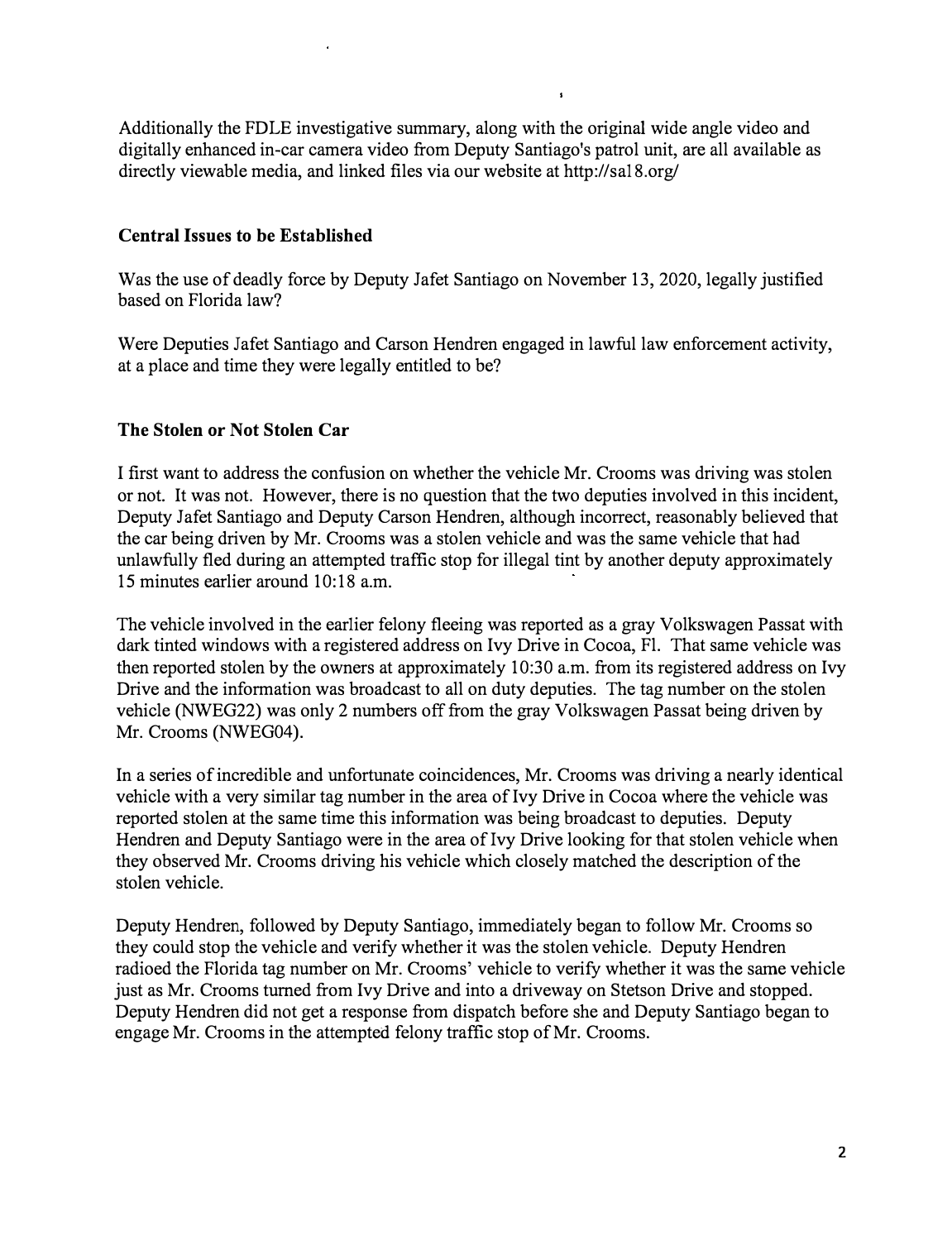Additionally the FDLE investigative summary, along with the original wide angle video and digitally enhanced in-car camera video from Deputy Santiago's patrol unit, are all available as directly viewable media, and linked files via our website at http://sal8.org/

## Central Issues to be Established

Was the use of deadly force by Deputy Jafet Santiago on November 13, 2020, legally justified based on Florida law?

Were Deputies Jafet Santiago and Carson Hendren engaged in lawful law enforcement activity, at a place and time they were legally entitled to be?

## The Stolen or Not Stolen Car

I first want to address the confusion on whether the vehicle Mr. Crooms was driving was stolen or not. It was not. However, there is no question that the two deputies involved in this incident, Deputy Jafet Santiago and Deputy Carson Hendren, although incorrect, reasonably believed that the car being driven by Mr. Crooms was a stolen vehicle and was the same vehicle that had unlawfully fled during an attempted traffic stop for illegal tint by another deputy approximately 15 minutes earlier around 10:18 a.m.

The vehicle involved in the earlier felony fleeing was reported as a gray Volkswagen Passat with dark tinted windows with a registered address on Ivy Drive in Cocoa, Fl. That same vehicle was then reported stolen by the owners at approximately 10:30 a.m. from its registered address on Ivy Drive and the information was broadcast to all on duty deputies. The tag number on the stolen vehicle (NWEG22) was only 2 numbers off from the gray Volkswagen Passat being driven by Mr. Crooms (NWEG04).

In a series of incredible and unfortunate coincidences, Mr. Crooms was driving a nearly identical vehicle with a very similar tag number in the area of Ivy Drive in Cocoa where the vehicle was reported stolen at the same time this information was being broadcast to deputies. Deputy Hendren and Deputy Santiago were in the area of Ivy Drive looking for that stolen vehicle when they observed Mr. Crooms driving his vehicle which closely matched the description of the stolen vehicle.

Deputy Hendren, followed by Deputy Santiago, immediately began to follow Mr. Crooms so they could stop the vehicle and verify whether it was the stolen vehicle. Deputy Hendren radioed the Florida tag number on Mr. Crooms' vehicle to verify whether it was the same vehicle just as Mr. Crooms turned from Ivy Drive and into a driveway on Stetson Drive and stopped. Deputy Hendren did not get a response from dispatch before she and Deputy Santiago began to engage Mr. Crooms in the attempted felony traffic stop of Mr. Crooms.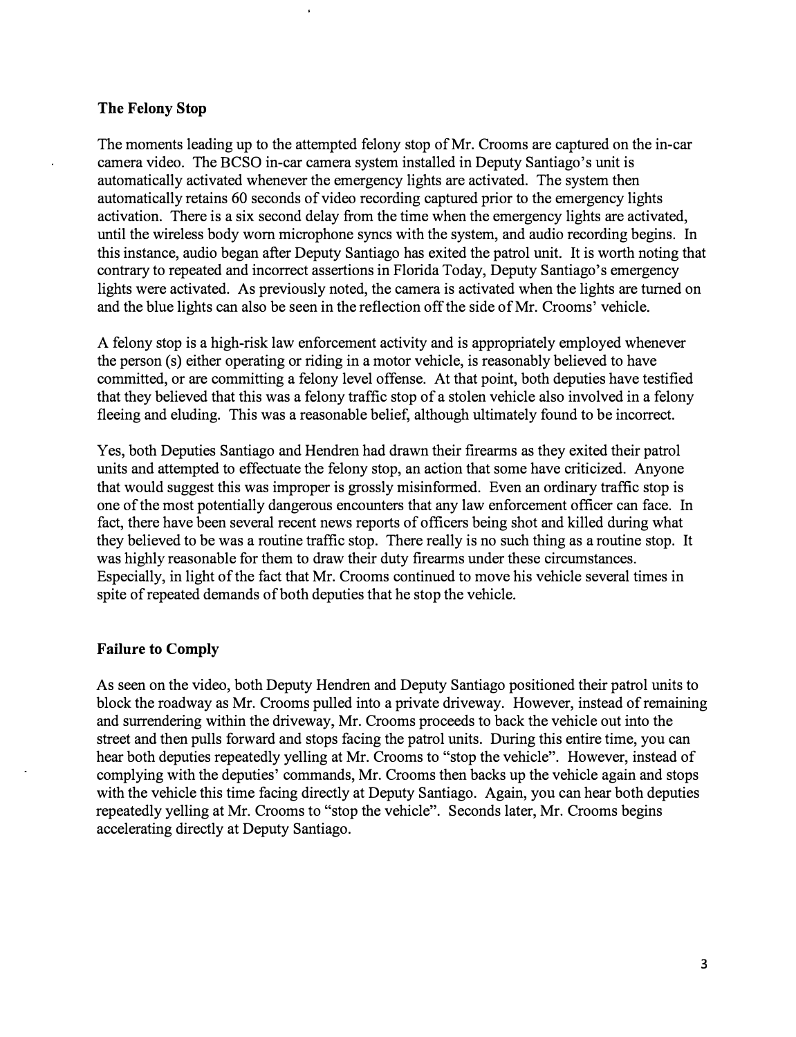**The Felony Stop**

The moments leading up to the attempted felony stop of Mr. Crooms are captured on the in-car camera video. The BCSO in-car camera system installed in Deputy Santiago's unit is automatically activated whenever the emergency lights are activated. The system then automatically retains 60 seconds of video recording captured prior to the emergency lights activation. There is a six second delay from the time when the emergency lights are activated, until the wireless body worn microphone syncs with the system, and audio recording begins. In this instance, audio began after Deputy Santiago has exited the patrol unit. It is worth noting that contrary to repeated and incorrect assertions in Florida Today, Deputy Santiago's emergency lights were activated. As previously noted, the camera is activated when the lights are turned on and the blue lights can also be seen in the reflection off the side of Mr. Crooms' vehicle.

A felony stop is a high-risk law enforcement activity and is appropriately employed whenever the person (s) either operating or riding in a motor vehicle, is reasonably believed to have committed, or are committing a felony level offense. At that point, both deputies have testified that they believed that this was a felony traffic stop of a stolen vehicle also involved in a felony fleeing and eluding. This was a reasonable belief, although ultimately found to be incorrect.

Yes, both Deputies Santiago and Hendren had drawn their firearms as they exited their patrol units and attempted to effectuate the felony stop, an action that some have criticized. Anyone that would suggest this was improper is grossly misinformed. Even an ordinary traffic stop is one of the most potentially dangerous encounters that any law enforcement officer can face. In fact, there have been several recent news reports of officers being shot and killed during what they believed to be was a routine traffic stop. There really is no such thing as a routine stop. It was highly reasonable for them to draw their duty firearms under these circumstances. Especially, in light of the fact that Mr. Crooms continued to move his vehicle several times in spite of repeated demands of both deputies that he stop the vehicle.

**Failure to Comply**

As seen on the video, both Deputy Hendren and Deputy Santiago positioned their patrol units to block the roadway as Mr. Crooms pulled into a private driveway. However, instead of remaining and surrendering within the driveway, Mr. Crooms proceeds to back the vehicle out into the street and then pulls forward and stops facing the patrol units. During this entire time, you can hear both deputies repeatedly yelling at Mr. Crooms to "stop the vehicle". However, instead of complying with the deputies' commands, Mr. Crooms then backs up the vehicle again and stops with the vehicle this time facing directly at Deputy Santiago. Again, you can hear both deputies repeatedly yelling at Mr. Crooms to "stop the vehicle". Seconds later, Mr. Crooms begins accelerating directly at Deputy Santiago.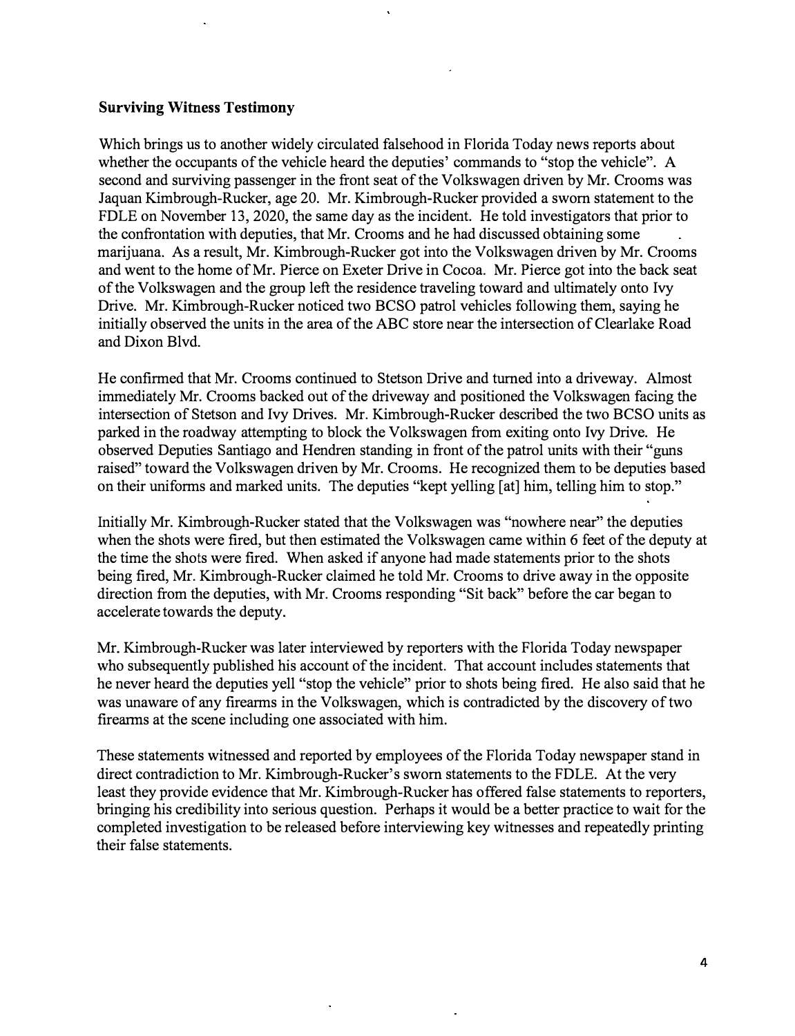**Surviving Witness Testimony**

Which brings us to another widely circulated falsehood in Florida Today news reports about whether the occupants of the vehicle heard the deputies' commands to "stop the vehicle". A second and surviving passenger in the front seat of the Volkswagen driven by Mr. Crooms was Jaquan Kimbrough-Rucker, age 20. Mr. Kimbrough-Rucker provided a sworn statement to the FDLE on November 13, 2020, the same day as the incident. He told investigators that prior to the confrontation with deputies, that Mr. Crooms and he had discussed obtaining some marijuana. As a result, Mr. Kimbrough-Rucker got into the Volkswagen driven by Mr. Crooms and went to the home of Mr. Pierce on Exeter Drive in Cocoa. Mr. Pierce got into the back seat of the Volkswagen and the group left the residence traveling toward and ultimately onto Ivy Drive. Mr. Kimbrough-Rucker noticed two BCSO patrol vehicles following them, saying he initially observed the units in the area of the ABC store near the intersection of Clearlake Road and Dixon Blvd.

He confirmed that Mr. Crooms continued to Stetson Drive and turned into a driveway. Almost immediately Mr. Crooms backed out of the driveway and positioned the Volkswagen facing the intersection of Stetson and Ivy Drives. Mr. Kimbrough-Rucker described the two BCSO units as parked in the roadway attempting to block the Volkswagen from exiting onto Ivy Drive. He observed Deputies Santiago and Hendren standing in front of the patrol units with their "guns raised" toward the Volkswagen driven by Mr. Crooms. He recognized them to be deputies based on their uniforms and marked units. The deputies "kept yelling [at] him, telling him to stop."

Initially Mr. Kimbrough-Rucker stated that the Volkswagen was "nowhere near" the deputies when the shots were fired, but then estimated the Volkswagen came within 6 feet of the deputy at the time the shots were fired. When asked if anyone had made statements prior to the shots being fired, Mr. Kimbrough-Rucker claimed he told Mr. Crooms to drive away in the opposite direction from the deputies, with Mr. Crooms responding "Sit back" before the car began to accelerate towards the deputy.

Mr. Kimbrough-Rucker was later interviewed by reporters with the Florida Today newspaper who subsequently published his account of the incident. That account includes statements that he never heard the deputies yell "stop the vehicle" prior to shots being fired. He also said that he was unaware of any firearms in the Volkswagen, which is contradicted by the discovery of two firearms at the scene including one associated with him.

These statements witnessed and reported by employees of the Florida Today newspaper stand in direct contradiction to Mr. Kimbrough-Rucker's sworn statements to the FDLE. At the very least they provide evidence that Mr. Kimbrough-Rucker has offered false statements to reporters, bringing his credibility into serious question. Perhaps it would be a better practice to wait for the completed investigation to be released before interviewing key witnesses and repeatedly printing their false statements.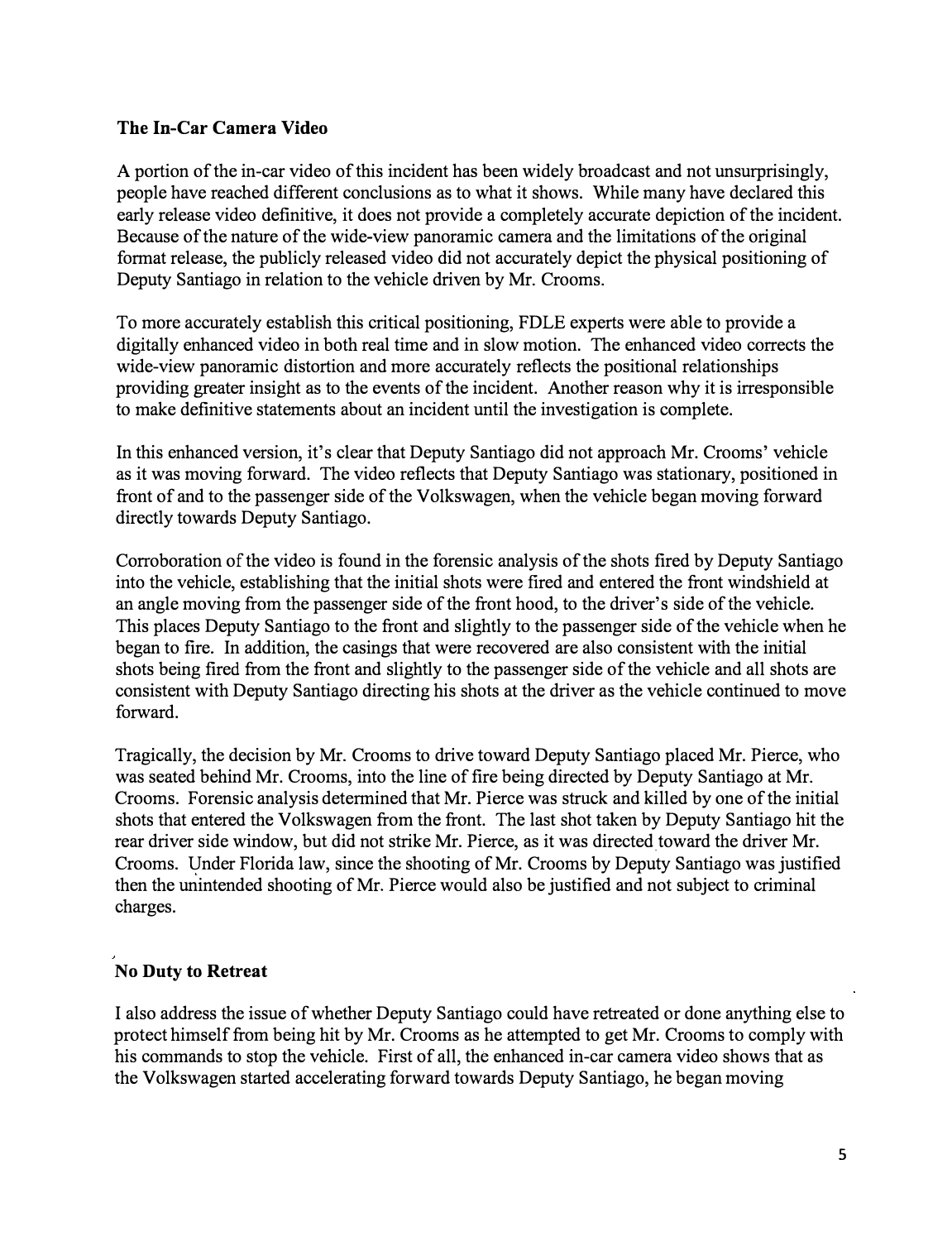**The In-Car Camera Video**

A portion of the in-car video of this incident has been widely broadcast and not unsurprisingly, people have reached different conclusions as to what it shows. While many have declared this early release video definitive, it does not provide a completely accurate depiction of the incident. Because of the nature of the wide-view panoramic camera and the limitations of the original format release, the publicly released video did not accurately depict the physical positioning of Deputy Santiago in relation to the vehicle driven by Mr. Crooms.

To more accurately establish this critical positioning, FDLE experts were able to provide a digitally enhanced video in both real time and in slow motion. The enhanced video corrects the wide-view panoramic distortion and more accurately reflects the positional relationships providing greater insight as to the events of the incident. Another reason why it is irresponsible to make definitive statements about an incident until the investigation is complete.

In this enhanced version, it's clear that Deputy Santiago did not approach Mr. Crooms' vehicle as it was moving forward. The video reflects that Deputy Santiago was stationary, positioned in front of and to the passenger side of the Volkswagen, when the vehicle began moving forward directly towards Deputy Santiago.

Corroboration of the video is found in the forensic analysis of the shots fired by Deputy Santiago into the vehicle, establishing that the initial shots were fired and entered the front windshield at an angle moving from the passenger side of the front hood, to the driver's side of the vehicle. This places Deputy Santiago to the front and slightly to the passenger side of the vehicle when he began to fire. In addition, the casings that were recovered are also consistent with the initial shots being fired from the front and slightly to the passenger side of the vehicle and all shots are consistent with Deputy Santiago directing his shots at the driver as the vehicle continued to move forward.

Tragically, the decision by Mr. Crooms to drive toward Deputy Santiago placed Mr. Pierce, who was seated behind Mr. Crooms, into the line of fire being directed by Deputy Santiago at Mr. Crooms. Forensic analysis determined that Mr. Pierce was struck and killed by one of the initial shots that entered the Volkswagen from the front. The last shot taken by Deputy Santiago hit the rear driver side window, but did not strike Mr. Pierce, as it was directed toward the driver Mr. Crooms. Under Florida law, since the shooting of Mr. Crooms by Deputy Santiago was justified then the unintended shooting of Mr. Pierce would also be justified and not subject to criminal charges.

**No Duty to Retreat**

I also address the issue of whether Deputy Santiago could have retreated or done anything else to protect himself from being hit by Mr. Crooms as he attempted to get Mr. Crooms to comply with his commands to stop the vehicle. First of all, the enhanced in-car camera video shows that as the Volkswagen started accelerating forward towards Deputy Santiago, he began moving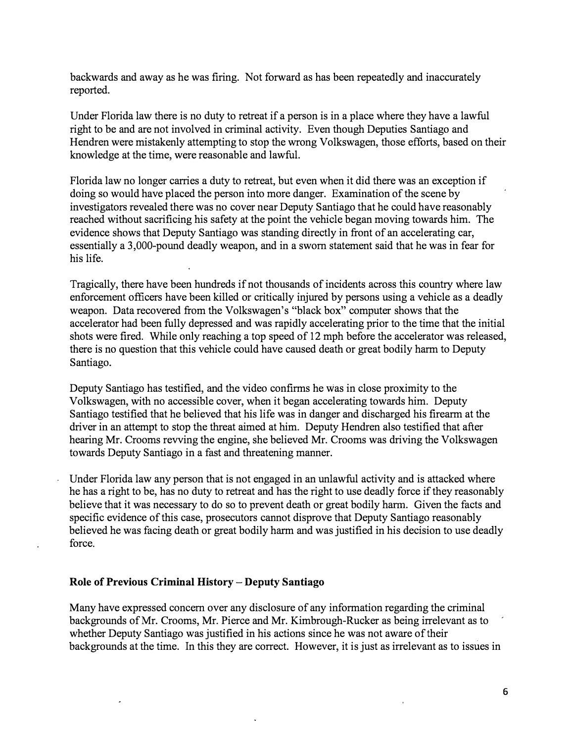backwards and away as he was firing. Not forward as has been repeatedly and inaccurately reported.

Under Florida law there is no duty to retreat if a person is in a place where they have a lawful right to be and are not involved in criminal activity. Even though Deputies Santiago and Hendren were mistakenly attempting to stop the wrong Volkswagen, those efforts, based on their knowledge at the time, were reasonable and lawful.

Florida law no longer carries a duty to retreat, but even when it did there was an exception if doing so would have placed the person into more danger. Examination of the scene by investigators revealed there was no cover near Deputy Santiago that he could have reasonably reached without sacrificing his safety at the point the vehicle began moving towards him. The evidence shows that Deputy Santiago was standing directly in front of an accelerating car, essentially a 3,000-pound deadly weapon, and in a sworn statement said that he was in fear for his life.

Tragically, there have been hundreds if not thousands of incidents across this country where law enforcement officers have been killed or critically injured by persons using a vehicle as a deadly weapon. Data recovered from the Volkswagen's "black box" computer shows that the accelerator had been fully depressed and was rapidly accelerating prior to the time that the initial shots were fired. While only reaching a top speed of 12 mph before the accelerator was released, there is no question that this vehicle could have caused death or great bodily harm to Deputy Santiago.

Deputy Santiago has testified, and the video confirms he was in close proximity to the Volkswagen, with no accessible cover, when it began accelerating towards him. Deputy Santiago testified that he believed that his life was in danger and discharged his firearm at the driver in an attempt to stop the threat aimed at him. Deputy Hendren also testified that after hearing Mr. Crooms revving the engine, she believed Mr. Crooms was driving the Volkswagen towards Deputy Santiago in a fast and threatening manner.

Under Florida law any person that is not engaged in an unlawful activity and is attacked where he has a right to be, has no duty to retreat and has the right to use deadly force if they reasonably believe that it was necessary to do so to prevent death or great bodily harm. Given the facts and specific evidence of this case, prosecutors cannot disprove that Deputy Santiago reasonably believed he was facing death or great bodily harm and was justified in his decision to use deadly force.

**Role of Previous Criminal History – Deputy Santiago**

Many have expressed concern over any disclosure of any information regarding the criminal backgrounds of Mr. Crooms, Mr. Pierce and Mr. Kimbrough-Rucker as being irrelevant as to whether Deputy Santiago was justified in his actions since he was not aware of their backgrounds at the time. In this they are correct. However, it is just as irrelevant as to issues in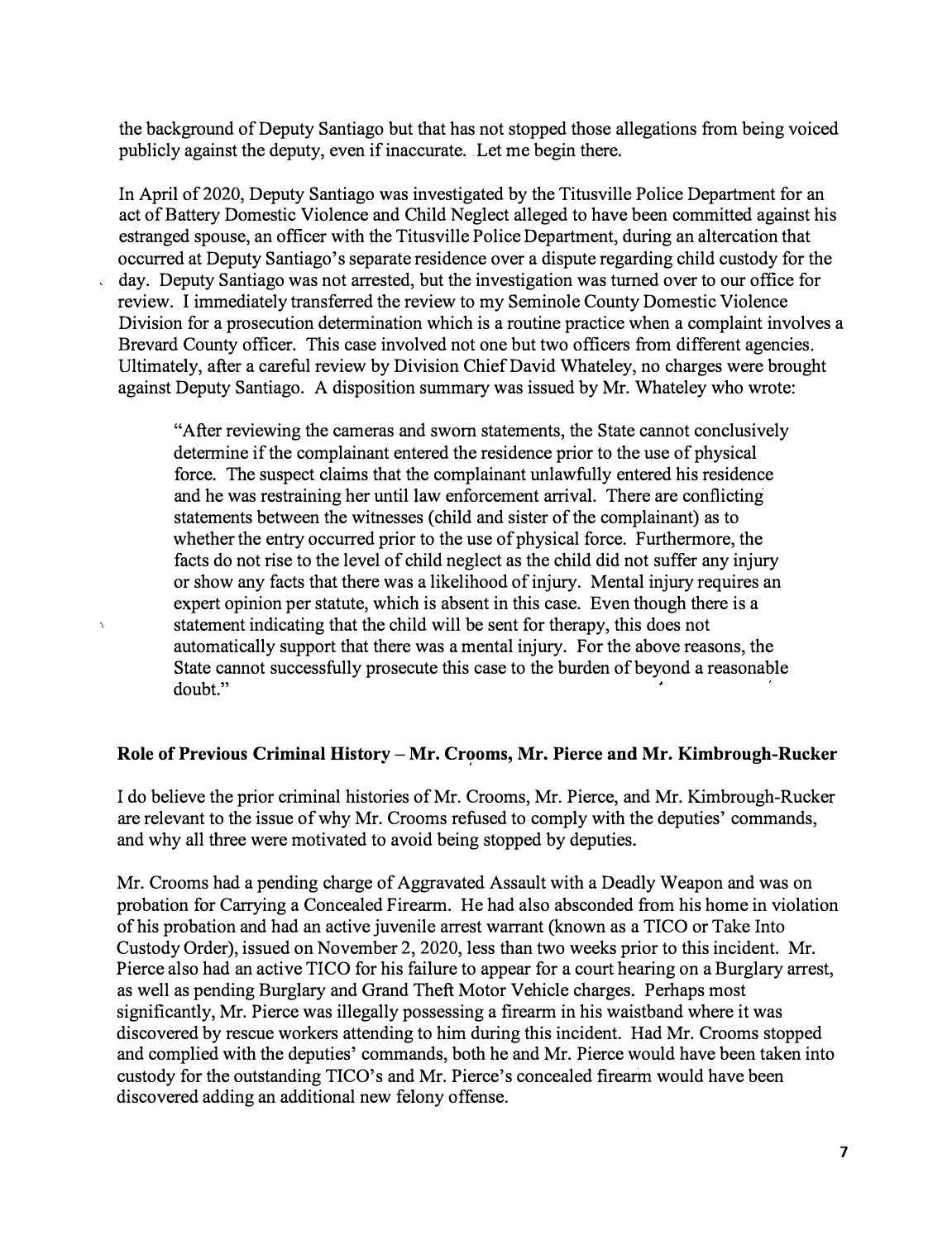the background of Deputy Santiago but that has not stopped those allegations from being voiced publicly against the deputy, even if inaccurate. Let me begin there.

In April of 2020, Deputy Santiago was investigated by the Titusville Police Department for an act of Battery Domestic Violence and Child Neglect alleged to have been committed against his estranged spouse, an officer with the Titusville Police Department, during an altercation that occurred at Deputy Santiago's separate residence over a dispute regarding child custody for the day. Deputy Santiago was not arrested, but the investigation was turned over to our office for review. I immediately transferred the review to my Seminole County Domestic Violence Division for a prosecution determination which is a routine practice when a complaint involves a Brevard County officer. This case involved not one but two officers from different agencies. Ultimately, after a careful review by Division Chief David Whateley, no charges were brought against Deputy Santiago. A disposition summary was issued by Mr. Whateley who wrote:

> "After reviewing the cameras and sworn statements, the State cannot conclusively determine if the complainant entered the residence prior to the use of physical force. The suspect claims that the complainant unlawfully entered his residence and he was restraining her until law enforcement arrival. There are conflicting statements between the witnesses (child and sister of the complainant) as to whether the entry occurred prior to the use of physical force. Furthermore, the facts do not rise to the level of child neglect as the child did not suffer any injury or show any facts that there was a likelihood of injury. Mental injury requires an expert opinion per statute, which is absent in this case. Even though there is a statement indicating that the child will be sent for therapy, this does not automatically support that there was a mental injury. For the above reasons, the State cannot successfully prosecute this case to the burden of beyond a reasonable doubt."

**Role of Previous Criminal History – Mr. Crooms, Mr. Pierce and Mr. Kimbrough-Rucker**

I do believe the prior criminal histories of Mr. Crooms, Mr. Pierce, and Mr. Kimbrough-Rucker are relevant to the issue of why Mr. Crooms refused to comply with the deputies' commands, and why all three were motivated to avoid being stopped by deputies.

Mr. Crooms had a pending charge of Aggravated Assault with a Deadly Weapon and was on probation for Carrying a Concealed Firearm. He had also absconded from his home in violation of his probation and had an active juvenile arrest warrant (known as a TICO or Take Into Custody Order), issued on November 2, 2020, less than two weeks prior to this incident. Mr. Pierce also had an active TICO for his failure to appear for a court hearing on a Burglary arrest, as well as pending Burglary and Grand Theft Motor Vehicle charges. Perhaps most significantly, Mr. Pierce was illegally possessing a firearm in his waistband where it was discovered by rescue workers attending to him during this incident. Had Mr. Crooms stopped and complied with the deputies' commands, both he and Mr. Pierce would have been taken into custody for the outstanding TICO's and Mr. Pierce's concealed firearm would have been discovered adding an additional new felony offense.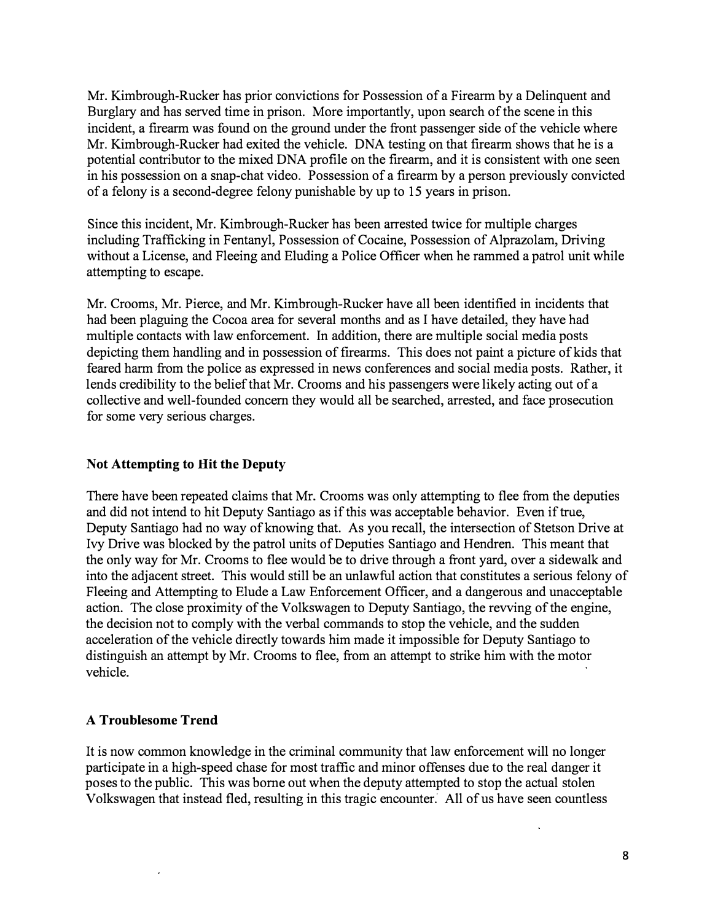Mr. Kimbrough-Rucker has prior convictions for Possession of a Firearm by a Delinquent and Burglary and has served time in prison. More importantly, upon search of the scene in this incident, a firearm was found on the ground under the front passenger side of the vehicle where Mr. Kimbrough-Rucker had exited the vehicle. DNA testing on that firearm shows that he is a potential contributor to the mixed DNA profile on the firearm, and it is consistent with one seen in his possession on a snap-chat video. Possession of a firearm by a person previously convicted of a felony is a second-degree felony punishable by up to 15 years in prison.

Since this incident, Mr. Kimbrough-Rucker has been arrested twice for multiple charges including Trafficking in Fentanyl, Possession of Cocaine, Possession of Alprazolam, Driving without a License, and Fleeing and Eluding a Police Officer when he rammed a patrol unit while attempting to escape.

Mr. Crooms, Mr. Pierce, and Mr. Kimbrough-Rucker have all been identified in incidents that had been plaguing the Cocoa area for several months and as I have detailed, they have had multiple contacts with law enforcement. In addition, there are multiple social media posts depicting them handling and in possession of firearms. This does not paint a picture of kids that feared harm from the police as expressed in news conferences and social media posts. Rather, it lends credibility to the belief that Mr. Crooms and his passengers were likely acting out of a collective and well-founded concern they would all be searched, arrested, and face prosecution for some very serious charges.

**Not Attempting to Hit the Deputy**

There have been repeated claims that Mr. Crooms was only attempting to flee from the deputies and did not intend to hit Deputy Santiago as if this was acceptable behavior. Even if true, Deputy Santiago had no way of knowing that. As you recall, the intersection of Stetson Drive at Ivy Drive was blocked by the patrol units of Deputies Santiago and Hendren. This meant that the only way for Mr. Crooms to flee would be to drive through a front yard, over a sidewalk and into the adjacent street. This would still be an unlawful action that constitutes a serious felony of Fleeing and Attempting to Elude a Law Enforcement Officer, and a dangerous and unacceptable action. The close proximity of the Volkswagen to Deputy Santiago, the revving of the engine, the decision not to comply with the verbal commands to stop the vehicle, and the sudden acceleration of the vehicle directly towards him made it impossible for Deputy Santiago to distinguish an attempt by Mr. Crooms to flee, from an attempt to strike him with the motor vehicle.

**A Troublesome Trend**

It is now common knowledge in the criminal community that law enforcement will no longer participate in a high-speed chase for most traffic and minor offenses due to the real danger it poses to the public. This was borne out when the deputy attempted to stop the actual stolen Volkswagen that instead fled, resulting in this tragic encounter. All of us have seen countless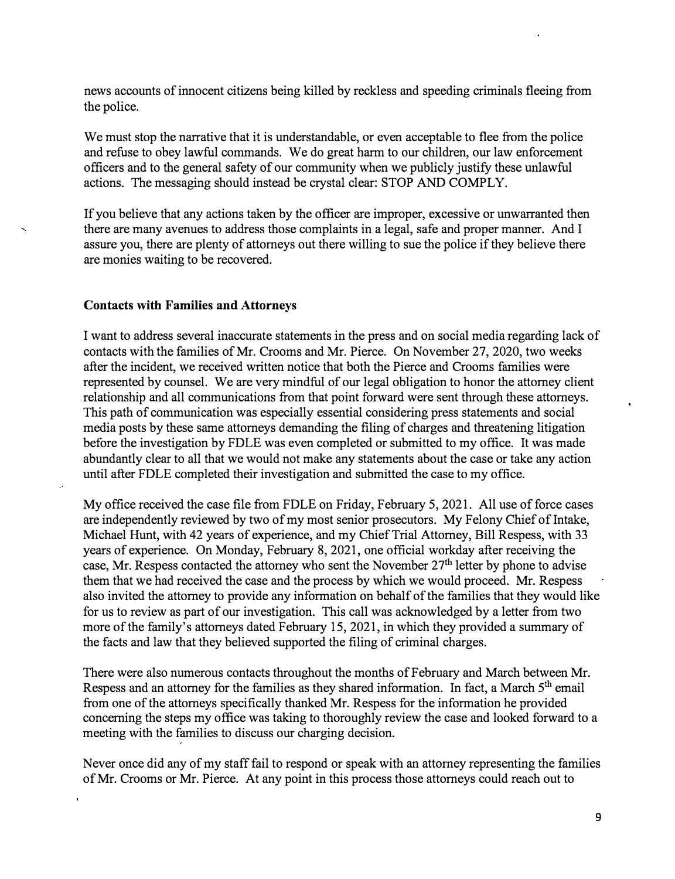news accounts of innocent citizens being killed by reckless and speeding criminals fleeing from the police.

We must stop the narrative that it is understandable, or even acceptable to flee from the police and refuse to obey lawful commands. We do great harm to our children, our law enforcement officers and to the general safety of our community when we publicly justify these unlawful actions. The messaging should instead be crystal clear: STOP AND COMPLY.

If you believe that any actions taken by the officer are improper, excessive or unwarranted then there are many avenues to address those complaints in a legal, safe and proper manner. And I assure you, there are plenty of attorneys out there willing to sue the police if they believe there are monies waiting to be recovered.

**Contacts with Families and Attorneys**

I want to address several inaccurate statements in the press and on social media regarding lack of contacts with the families of Mr. Crooms and Mr. Pierce. On November 27, 2020, two weeks after the incident, we received written notice that both the Pierce and Crooms families were represented by counsel. We are very mindful of our legal obligation to honor the attorney client relationship and all communications from that point forward were sent through these attorneys. This path of communication was especially essential considering press statements and social media posts by these same attorneys demanding the filing of charges and threatening litigation before the investigation by FDLE was even completed or submitted to my office. It was made abundantly clear to all that we would not make any statements about the case or take any action until after FDLE completed their investigation and submitted the case to my office.

My office received the case file from FDLE on Friday, February 5, 2021. All use of force cases are independently reviewed by two of my most senior prosecutors. My Felony Chief of Intake, Michael Hunt, with 42 years of experience, and my Chief Trial Attorney, Bill Respess, with 33 years of experience. On Monday, February 8, 2021, one official workday after receiving the case, Mr. Respess contacted the attorney who sent the November 27th letter by phone to advise them that we had received the case and the process by which we would proceed. Mr. Respess also invited the attorney to provide any information on behalf of the families that they would like for us to review as part of our investigation. This call was acknowledged by a letter from two more of the family's attorneys dated February 15, 2021, in which they provided a summary of the facts and law that they believed supported the filing of criminal charges.

There were also numerous contacts throughout the months of February and March between Mr. Respess and an attorney for the families as they shared information. In fact, a March 5th email from one of the attorneys specifically thanked Mr. Respess for the information he provided concerning the steps my office was taking to thoroughly review the case and looked forward to a meeting with the families to discuss our charging decision.

Never once did any of my staff fail to respond or speak with an attorney representing the families of Mr. Crooms or Mr. Pierce. At any point in this process those attorneys could reach out to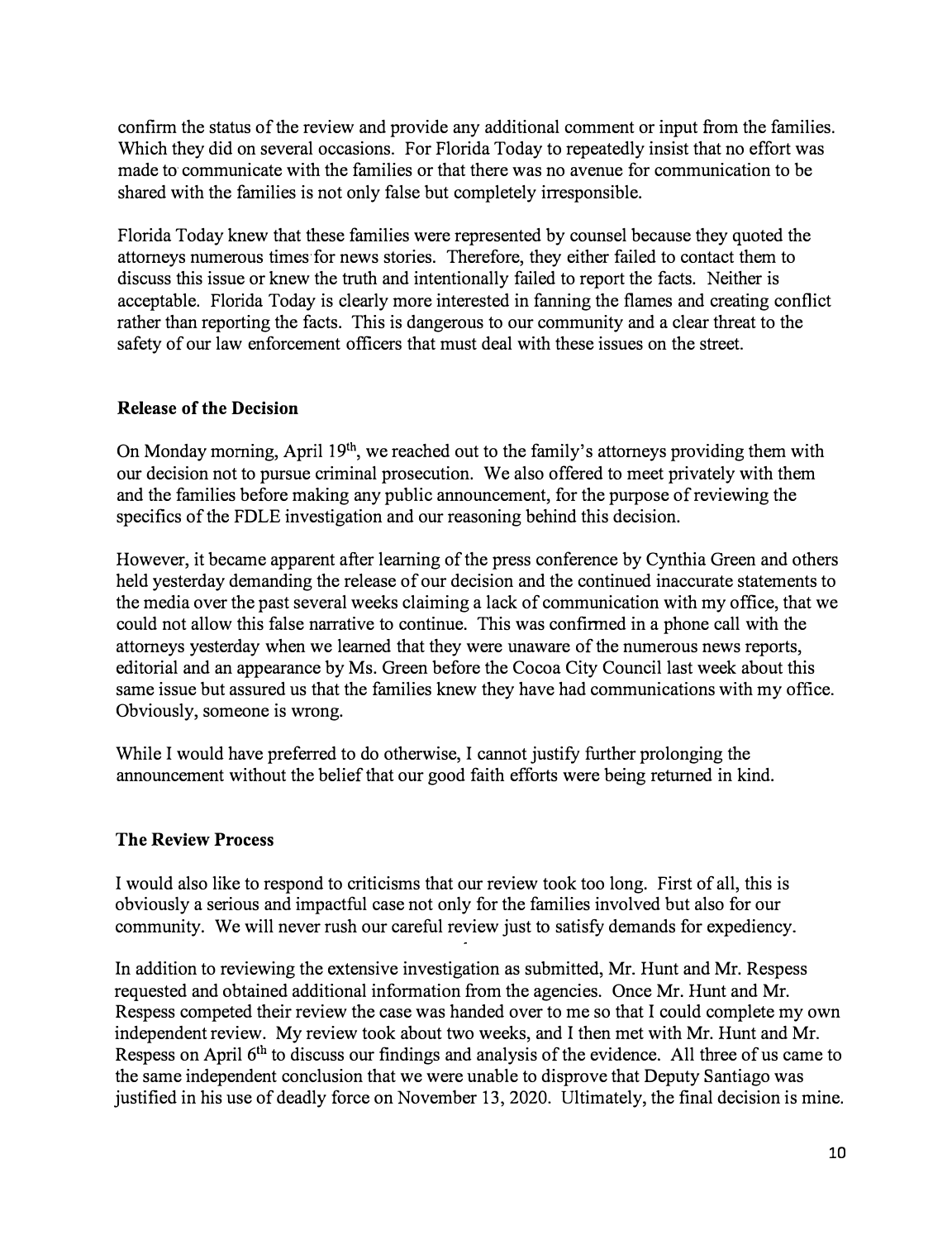confirm the status of the review and provide any additional comment or input from the families. Which they did on several occasions. For Florida Today to repeatedly insist that no effort was made to communicate with the families or that there was no avenue for communication to be shared with the families is not only false but completely irresponsible.

Florida Today knew that these families were represented by counsel because they quoted the attorneys numerous times for news stories. Therefore, they either failed to contact them to discuss this issue or knew the truth and intentionally failed to report the facts. Neither is acceptable. Florida Today is clearly more interested in fanning the flames and creating conflict rather than reporting the facts. This is dangerous to our community and a clear threat to the safety of our law enforcement officers that must deal with these issues on the street.

**Release of the Decision**

On Monday morning, April 19th, we reached out to the family's attorneys providing them with our decision not to pursue criminal prosecution. We also offered to meet privately with them and the families before making any public announcement, for the purpose of reviewing the specifics of the FDLE investigation and our reasoning behind this decision.

However, it became apparent after learning of the press conference by Cynthia Green and others held yesterday demanding the release of our decision and the continued inaccurate statements to the media over the past several weeks claiming a lack of communication with my office, that we could not allow this false narrative to continue. This was confirmed in a phone call with the attorneys yesterday when we learned that they were unaware of the numerous news reports, editorial and an appearance by Ms. Green before the Cocoa City Council last week about this same issue but assured us that the families knew they have had communications with my office. Obviously, someone is wrong.

While I would have preferred to do otherwise, I cannot justify further prolonging the announcement without the belief that our good faith efforts were being returned in kind.

**The Review Process**

I would also like to respond to criticisms that our review took too long. First of all, this is obviously a serious and impactful case not only for the families involved but also for our community. We will never rush our careful review just to satisfy demands for expediency.

In addition to reviewing the extensive investigation as submitted, Mr. Hunt and Mr. Respess requested and obtained additional information from the agencies. Once Mr. Hunt and Mr. Respess competed their review the case was handed over to me so that I could complete my own independent review. My review took about two weeks, and I then met with Mr. Hunt and Mr. Respess on April 6th to discuss our findings and analysis of the evidence. All three of us came to the same independent conclusion that we were unable to disprove that Deputy Santiago was justified in his use of deadly force on November 13, 2020. Ultimately, the final decision is mine.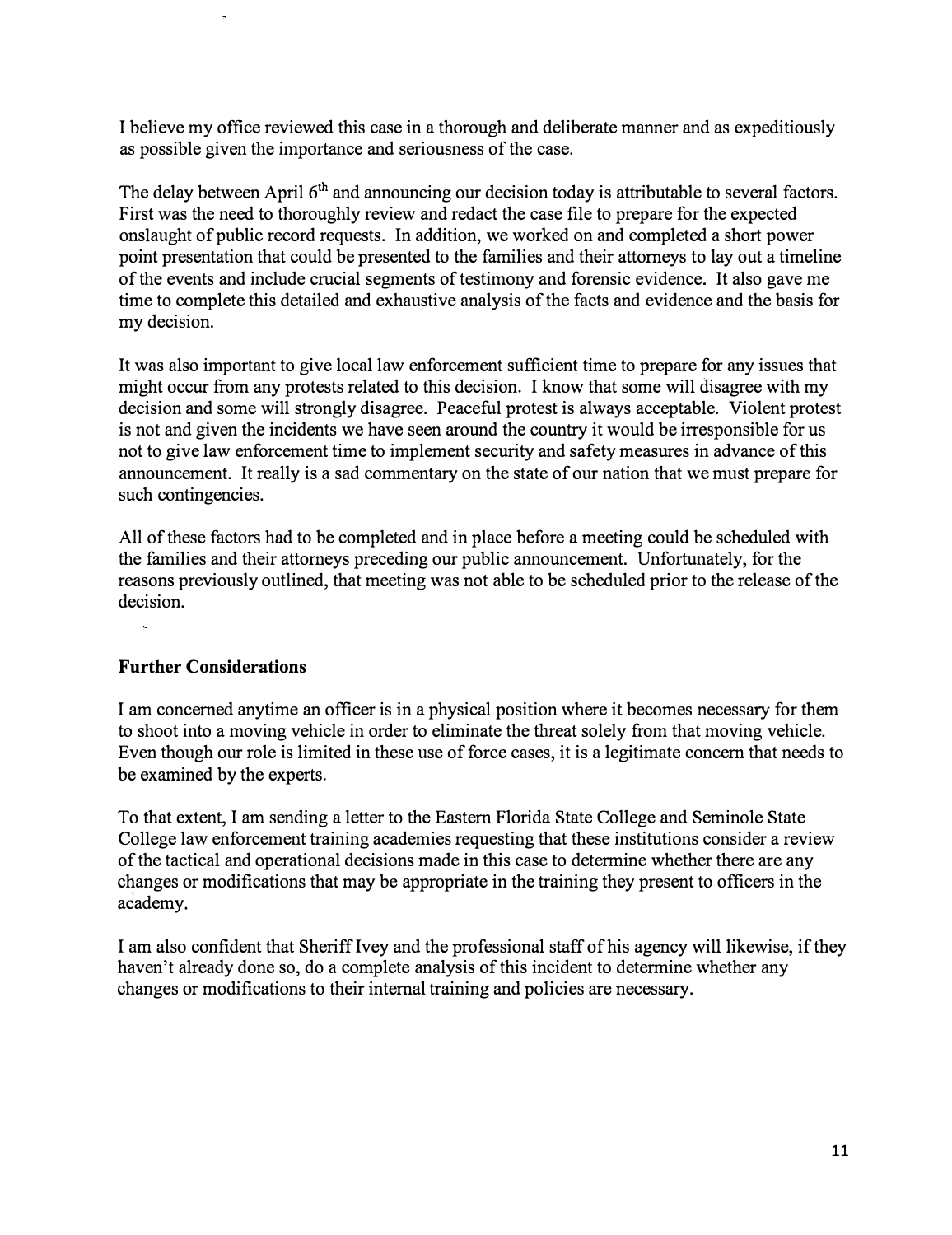I believe my office reviewed this case in a thorough and deliberate manner and as expeditiously as possible given the importance and seriousness of the case.

The delay between April 6th and announcing our decision today is attributable to several factors. First was the need to thoroughly review and redact the case file to prepare for the expected onslaught of public record requests. In addition, we worked on and completed a short power point presentation that could be presented to the families and their attorneys to lay out a timeline of the events and include crucial segments of testimony and forensic evidence. It also gave me time to complete this detailed and exhaustive analysis of the facts and evidence and the basis for my decision.

It was also important to give local law enforcement sufficient time to prepare for any issues that might occur from any protests related to this decision. I know that some will disagree with my decision and some will strongly disagree. Peaceful protest is always acceptable. Violent protest is not and given the incidents we have seen around the country it would be irresponsible for us not to give law enforcement time to implement security and safety measures in advance of this announcement. It really is a sad commentary on the state of our nation that we must prepare for such contingencies.

All of these factors had to be completed and in place before a meeting could be scheduled with the families and their attorneys preceding our public announcement. Unfortunately, for the reasons previously outlined, that meeting was not able to be scheduled prior to the release of the decision.

**Further Considerations**

I am concerned anytime an officer is in a physical position where it becomes necessary for them to shoot into a moving vehicle in order to eliminate the threat solely from that moving vehicle. Even though our role is limited in these use of force cases, it is a legitimate concern that needs to be examined by the experts.

To that extent, I am sending a letter to the Eastern Florida State College and Seminole State College law enforcement training academies requesting that these institutions consider a review of the tactical and operational decisions made in this case to determine whether there are any changes or modifications that may be appropriate in the training they present to officers in the academy.

I am also confident that Sheriff Ivey and the professional staff of his agency will likewise, if they haven't already done so, do a complete analysis of this incident to determine whether any changes or modifications to their internal training and policies are necessary.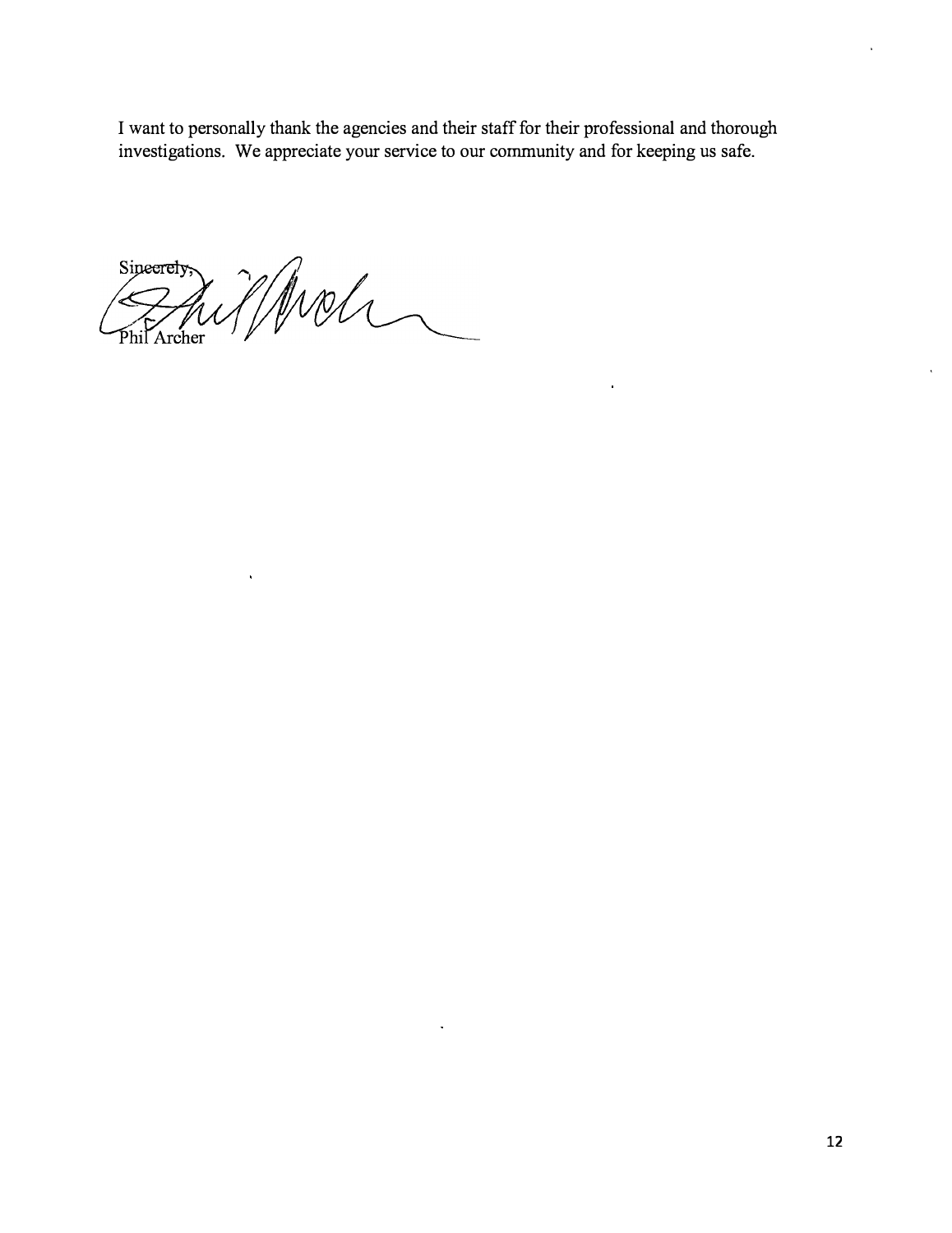I want to personally thank the agencies and their staff for their professional and thorough investigations. We appreciate your service to our community and for keeping us safe.

Sincerely,

Phil Archer